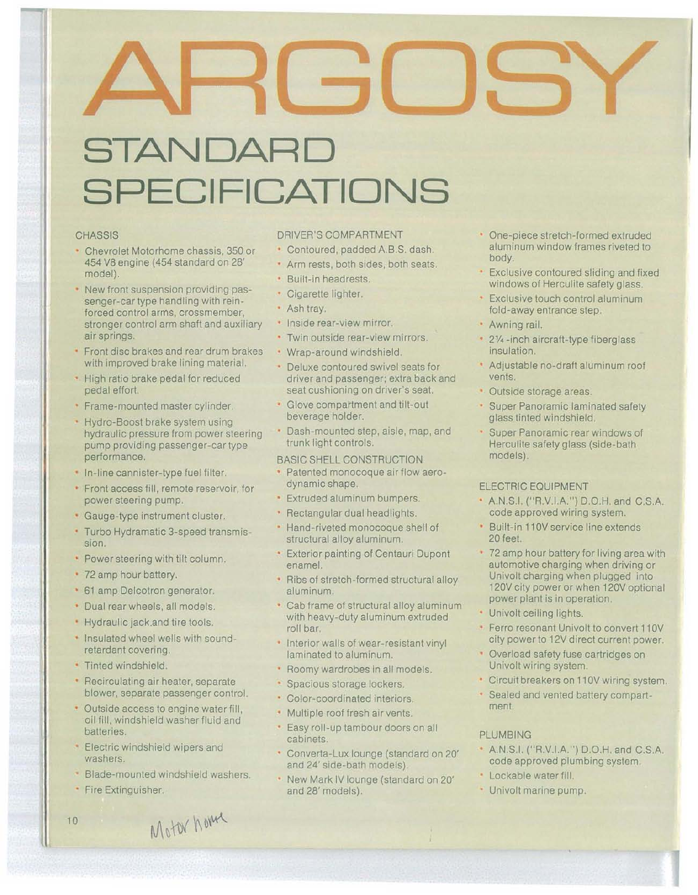# ARGOSY

## STANDARD SPECIFICATIONS

### CHASSIS

- Chevrolet Motorhome chassis, 350 or 454 V8 engine (454 standard on 28' model).
- New front suspension providing passenger-car type handling with reinforced control arms, crossmember, stronger control arm shaft and auxiliary air springs.
- Front disc brakes and rear drum brakes with improved brake lining material.
- High ratio brake pedal for reduced pedal effort.
- Frame-mounted master cylinder.
- Hydro-Boost brake system using hydraulic pressure from power steering pump providing passenger-car type performance.
- In-line cannister-type fuel filter.
- Front access fill, remote reservoir, for power steering pump.
- Gauge-type instrument cluster.
- Turbo Hydramatic 3-speed transmission.
- Power steering with tilt column.
- 72 amp hour battery.
- 61 amp Delcotron generator.
- Dual rear wheels, all models.
- Hydraulic jack and tire tools.
- Insulated wheel wells with sound-retardant covering.
- Tinted windshield.
- Recirculating air heater, separate blower, separate passenger control.
- Outside access to engine water fill, oil fill, windshield washer fluid and batteries.
- Electric windshield wipers and washers.
- Blade-mounted windshield washers.
- Fire Extinguisher.

### DRIVER'S COMPARTMENT

- Contoured, padded A.B.S. dash.
- Arm rests, both sides, both seats.
- Built-in headrests.
- Cigarette lighter.
- Ash tray.
- Inside rear-view mirror.
- Twin outside rear-view mirrors.
- Wrap-around windshield.
- Deluxe contoured swivel seats for driver and passenger; extra back and seat cushioning on driver's seat.
- Glove compartment and tilt-out beverage holder.
- Dash-mounted step, aisle, map, and trunk light controls.

### BASIC SHELL CONSTRUCTION

- Patented monocoque air flow aerodynamic shape.
- Extruded aluminum bumpers.
- Rectangular dual headlights.
- Hand-riveted monocoque shell of structural alloy aluminum.
- Exterior painting of Centauri Dupont enamel.
- Ribs of stretch-formed structural alloy aluminum.
- Cab frame of structural alloy aluminum with heavy-duty aluminum extruded roll bar.
- Interior walls of wear-resistant vinyl laminated to aluminum.
- Roomy wardrobes in all models.
- Spacious storage lockers.
- Color-coordinated interiors.
- Multiple roof fresh air vents.
- Easy roll-up tambour doors on all cabinets.
- Converta-Lux lounge (standard on 20' and 24' side-bath models).
- New Mark IV lounge (standard on 20' and 28' models).
- One-piece stretch-formed extruded aluminum window frames riveted to body.
- Exclusive contoured sliding and fixed windows of Herculite safety glass.
- Exclusive touch control aluminum fold-away entrance step.
- Awning rail.
- 2¼-inch aircraft-type fiberglass insulation.
- Adjustable no-draft aluminum roof vents.
- Outside storage areas.
- Super Panoramic laminated safety glass tinted windshield.
- Super Panoramic rear windows of Herculite safety glass (side-bath models).

### ELECTRIC EQUIPMENT

- A.N.S.I. ("R.V.I.A.") D.O.H. and C.S.A. code approved wiring system.
- Built-in 110V service line extends 20 feet.
- 72 amp hour battery for living area with automotive charging when driving or Univolt charging when plugged into 120V city power or when 120V optional power plant is in operation.
- Univolt ceiling lights.
- Ferro resonant Univolt to convert 110V city power to 12V direct current power.
- Overload safety fuse cartridges on Univolt wiring system.
- Circuit breakers on 110V wiring system.
- Sealed and vented battery compartment.

### PLUMBING

- A.N.S.I. ("R.V.I.A.") D.O.H. and C.S.A. code approved plumbing system.
- Lockable water fill.
- Univolt marine pump.

Motor home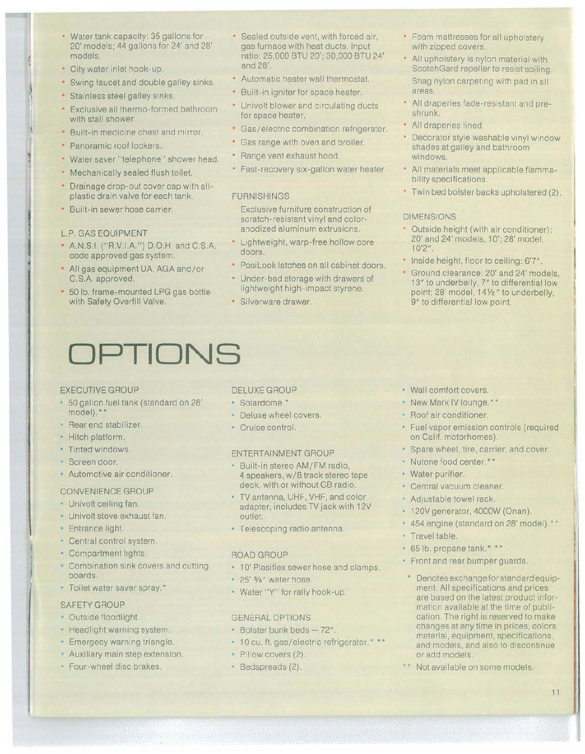- Water tank capacity: 35 gallons for 20′ models; 44 gallons for 24′ and 28′ models.
- City water inlet hook-up.
- Swing faucet and double galley sinks.
- Stainless steel galley sinks.
- Exclusive all thermo-formed bathroom with stall shower.
- Built-in medicine chest and mirror.
- Panoramic roof lockers.
- Water saver "telephone" shower head.
- Mechanically sealed flush toilet.
- Drainage drop-out cover cap with all-plastic drain valve for each tank.
- Built-in sewer hose carrier.

L.P. GAS EQUIPMENT

- A.N.S.I. ("R.V.I.A.") D.O.H. and C.S.A. code approved gas system.
- All gas equipment UA, AGA and/or C.S.A. approved.
- 50 lb. frame-mounted LPG gas bottle with Safety Overfill Valve.

- Sealed outside vent, with forced air, gas furnace with heat ducts. Input ratio: 25,000 BTU 20′; 30,000 BTU 24′ and 28′.
- Automatic heater wall thermostat.
- Built-in igniter for space heater.
- Univolt blower and circulating ducts for space heater.
- Gas/electric combination refrigerator.
- Gas range with oven and broiler.
- Range vent exhaust hood.
- Fast-recovery six-gallon water heater.

FURNISHINGS

Exclusive furniture construction of scratch-resistant vinyl and color-anodized aluminum extrusions.

- Lightweight, warp-free hollow core doors.
- PosiLock latches on all cabinet doors.
- Under-bed storage with drawers of lightweight high-impact styrene.
- Silverware drawer.

- Foam mattresses for all upholstery with zipped covers.
- All upholstery is nylon material with ScotchGard repeller to resist soiling.

Shag nylon carpeting with pad in all areas.

- All draperies fade-resistant and pre-shrunk.
- All draperies lined.
- Decorator style washable vinyl window shades at galley and bathroom windows.
- All materials meet applicable flammability specifications.
- Twin bed bolster backs upholstered (2).

DIMENSIONS

- Outside height (with air conditioner): 20′ and 24′ models, 10′; 28′ model, 10′2″.
- Inside height, floor to ceiling: 6′7″.
- Ground clearance: 20′ and 24′ models, 13″ to underbelly, 7″ to differential low point; 28′ model, 14½″ to underbelly, 9″ to differential low point.

# OPTIONS

EXECUTIVE GROUP

- 50 gallon fuel tank (standard on 28′ model).**
- Rear end stabilizer.
- Hitch platform.
- Tinted windows.
- Screen door.
- Automotive air conditioner.

CONVENIENCE GROUP

- Univolt ceiling fan.
- Univolt stove exhaust fan.
- Entrance light.
- Central control system.
- Compartment lights.
- Combination sink covers and cutting boards.
- Toilet water saver spray.*

SAFETY GROUP

- Outside floodlight.
- Headlight warning system.
- Emergecy warning triangle.
- Auxiliary main step extension.
- Four-wheel disc brakes.

DELUXE GROUP

- Solardome.*
- Deluxe wheel covers.
- Cruise control.

ENTERTAINMENT GROUP

- Built-in stereo AM/FM radio, 4 speakers, w/8 track stereo tape deck, with or without CB radio.
- TV antenna, UHF, VHF, and color adapter, includes TV jack with 12V outlet.
- Telescoping radio antenna.

ROAD GROUP

- 10′ Plasiflex sewer hose and clamps.
- 25′ ⅝″ water hose.
- Water "Y" for rally hook-up.

GENERAL OPTIONS

- Bolster bunk beds — 72″.
- 10 cu. ft. gas/electric refrigerator.* **
- Pillow covers (2).
- Bedspreads (2).
- Wall comfort covers.
- New Mark IV lounge.**
- Roof air conditioner.
- Fuel vapor emission controls (required on Calif. motorhomes).
- Spare wheel, tire, carrier, and cover.
- Nutone food center.**
- Water purifier.
- Central vacuum cleaner.
- Adjustable towel rack.
- 120V generator, 4000W (Onan).
- 454 engine (standard on 28′ model).**
- Travel table.
- 65 lb. propane tank.* **
- Front and rear bumper guards.

\* Denotes exchange for standard equipment. All specifications and prices are based on the latest product information available at the time of publication. The right is reserved to make changes at any time in prices, colors, material, equipment, specifications, and models, and also to discontinue or add models.

** Not available on some models.